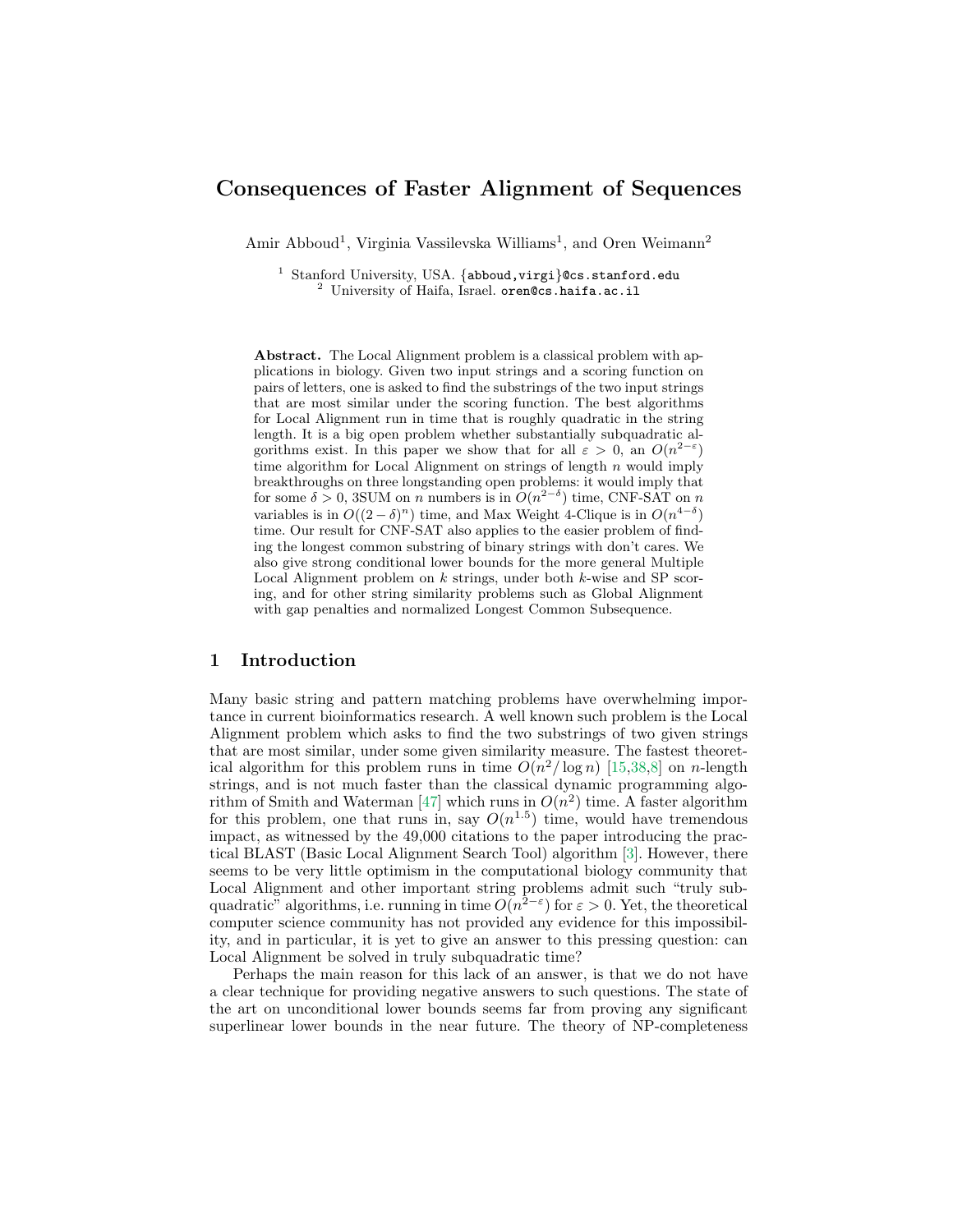# Consequences of Faster Alignment of Sequences

Amir Abboud[1], Virginia Vassilevska Williams[1], and Oren Weimann[2]

[1] Stanford University, USA. {abboud,virgi}@cs.stanford.edu
[2] University of Haifa, Israel. oren@cs.haifa.ac.il

**Abstract.** The Local Alignment problem is a classical problem with applications in biology. Given two input strings and a scoring function on pairs of letters, one is asked to find the substrings of the two input strings that are most similar under the scoring function. The best algorithms for Local Alignment run in time that is roughly quadratic in the string length. It is a big open problem whether substantially subquadratic algorithms exist. In this paper we show that for all $\varepsilon > 0$, an $O(n^{2-\varepsilon})$ time algorithm for Local Alignment on strings of length $n$ would imply breakthroughs on three longstanding open problems: it would imply that for some $\delta > 0$, 3SUM on $n$ numbers is in $O(n^{2-\delta})$ time, CNF-SAT on $n$ variables is in $O((2-\delta)^n)$ time, and Max Weight 4-Clique is in $O(n^{4-\delta})$ time. Our result for CNF-SAT also applies to the easier problem of finding the longest common substring of binary strings with don't cares. We also give strong conditional lower bounds for the more general Multiple Local Alignment problem on $k$ strings, under both $k$-wise and SP scoring, and for other string similarity problems such as Global Alignment with gap penalties and normalized Longest Common Subsequence.

## 1 Introduction

Many basic string and pattern matching problems have overwhelming importance in current bioinformatics research. A well known such problem is the Local Alignment problem which asks to find the two substrings of two given strings that are most similar, under some given similarity measure. The fastest theoretical algorithm for this problem runs in time $O(n^2/\log n)$ [15,38,8] on $n$-length strings, and is not much faster than the classical dynamic programming algorithm of Smith and Waterman [47] which runs in $O(n^2)$ time. A faster algorithm for this problem, one that runs in, say $O(n^{1.5})$ time, would have tremendous impact, as witnessed by the 49,000 citations to the paper introducing the practical BLAST (Basic Local Alignment Search Tool) algorithm [3]. However, there seems to be very little optimism in the computational biology community that Local Alignment and other important string problems admit such "truly subquadratic" algorithms, i.e. running in time $O(n^{2-\varepsilon})$ for $\varepsilon > 0$. Yet, the theoretical computer science community has not provided any evidence for this impossibility, and in particular, it is yet to give an answer to this pressing question: can Local Alignment be solved in truly subquadratic time?

Perhaps the main reason for this lack of an answer, is that we do not have a clear technique for providing negative answers to such questions. The state of the art on unconditional lower bounds seems far from proving any significant superlinear lower bounds in the near future. The theory of NP-completeness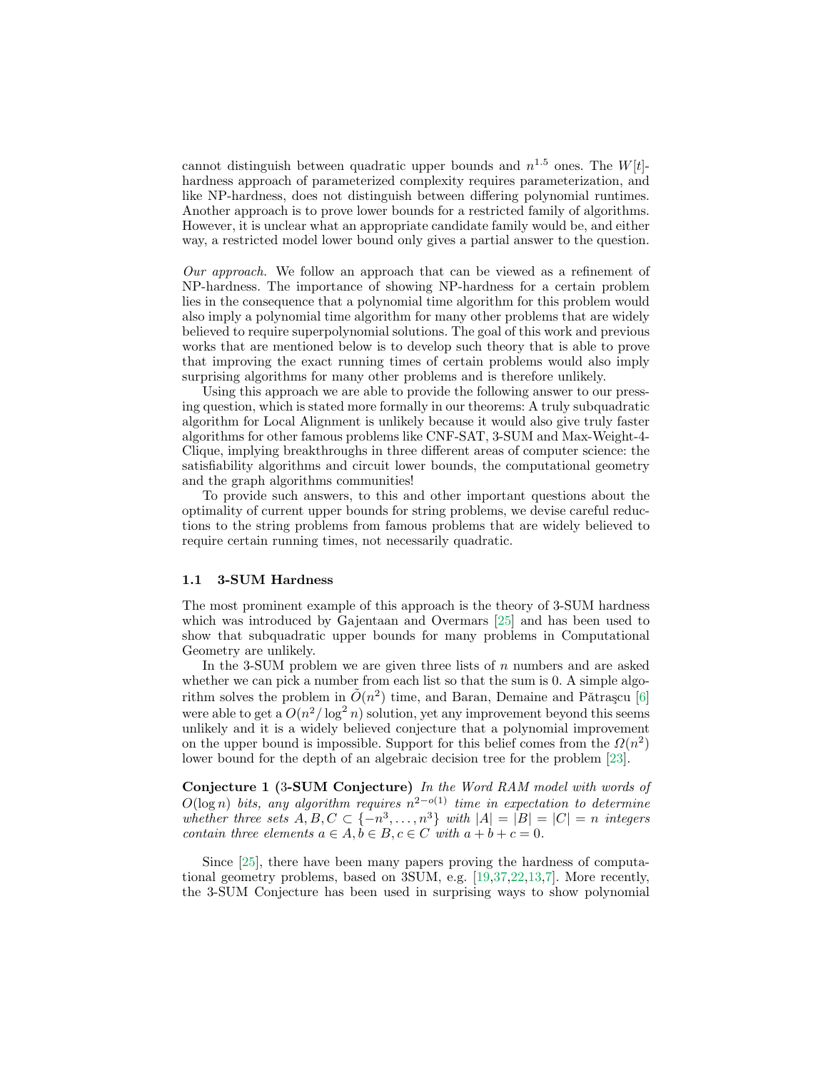cannot distinguish between quadratic upper bounds and $n^{1.5}$ ones. The $W[t]$-hardness approach of parameterized complexity requires parameterization, and like NP-hardness, does not distinguish between differing polynomial runtimes. Another approach is to prove lower bounds for a restricted family of algorithms. However, it is unclear what an appropriate candidate family would be, and either way, a restricted model lower bound only gives a partial answer to the question.

*Our approach.* We follow an approach that can be viewed as a refinement of NP-hardness. The importance of showing NP-hardness for a certain problem lies in the consequence that a polynomial time algorithm for this problem would also imply a polynomial time algorithm for many other problems that are widely believed to require superpolynomial solutions. The goal of this work and previous works that are mentioned below is to develop such theory that is able to prove that improving the exact running times of certain problems would also imply surprising algorithms for many other problems and is therefore unlikely.

Using this approach we are able to provide the following answer to our pressing question, which is stated more formally in our theorems: A truly subquadratic algorithm for Local Alignment is unlikely because it would also give truly faster algorithms for other famous problems like CNF-SAT, 3-SUM and Max-Weight-4-Clique, implying breakthroughs in three different areas of computer science: the satisfiability algorithms and circuit lower bounds, the computational geometry and the graph algorithms communities!

To provide such answers, to this and other important questions about the optimality of current upper bounds for string problems, we devise careful reductions to the string problems from famous problems that are widely believed to require certain running times, not necessarily quadratic.

### 1.1 3-SUM Hardness

The most prominent example of this approach is the theory of 3-SUM hardness which was introduced by Gajentaan and Overmars [25] and has been used to show that subquadratic upper bounds for many problems in Computational Geometry are unlikely.

In the 3-SUM problem we are given three lists of $n$ numbers and are asked whether we can pick a number from each list so that the sum is 0. A simple algorithm solves the problem in $\tilde{O}(n^2)$ time, and Baran, Demaine and Pătraşcu [6] were able to get a $O(n^2/\log^2 n)$ solution, yet any improvement beyond this seems unlikely and it is a widely believed conjecture that a polynomial improvement on the upper bound is impossible. Support for this belief comes from the $\Omega(n^2)$ lower bound for the depth of an algebraic decision tree for the problem [23].

**Conjecture 1 (3-SUM Conjecture)** *In the Word RAM model with words of $O(\log n)$ bits, any algorithm requires $n^{2-o(1)}$ time in expectation to determine whether three sets $A, B, C \subset \{-n^3, \ldots, n^3\}$ with $|A| = |B| = |C| = n$ integers contain three elements $a \in A, b \in B, c \in C$ with $a + b + c = 0$.*

Since [25], there have been many papers proving the hardness of computational geometry problems, based on 3SUM, e.g. [19,37,22,13,7]. More recently, the 3-SUM Conjecture has been used in surprising ways to show polynomial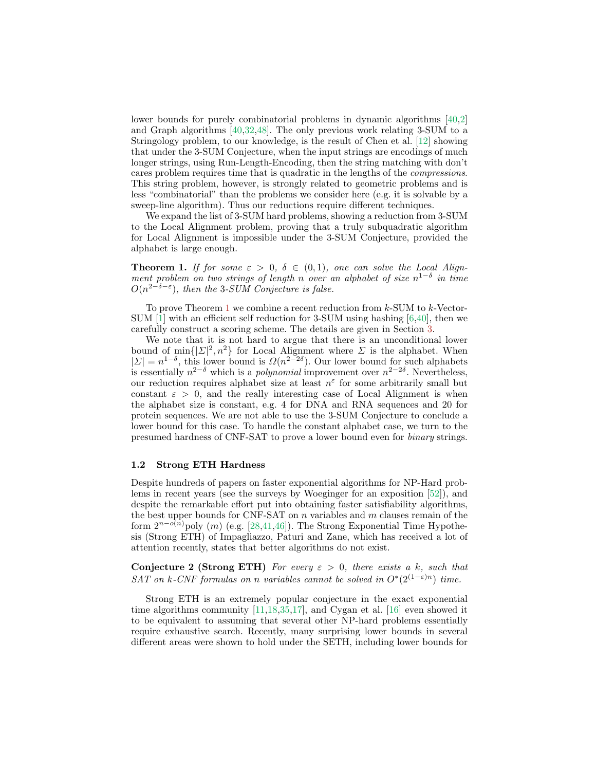lower bounds for purely combinatorial problems in dynamic algorithms [40,2] and Graph algorithms [40,32,48]. The only previous work relating 3-SUM to a Stringology problem, to our knowledge, is the result of Chen et al. [12] showing that under the 3-SUM Conjecture, when the input strings are encodings of much longer strings, using Run-Length-Encoding, then the string matching with don't cares problem requires time that is quadratic in the lengths of the *compressions*. This string problem, however, is strongly related to geometric problems and is less "combinatorial" than the problems we consider here (e.g. it is solvable by a sweep-line algorithm). Thus our reductions require different techniques.

We expand the list of 3-SUM hard problems, showing a reduction from 3-SUM to the Local Alignment problem, proving that a truly subquadratic algorithm for Local Alignment is impossible under the 3-SUM Conjecture, provided the alphabet is large enough.

**Theorem 1.** *If for some $\varepsilon > 0$, $\delta \in (0,1)$, one can solve the Local Alignment problem on two strings of length $n$ over an alphabet of size $n^{1-\delta}$ in time $O(n^{2-\delta-\varepsilon})$, then the 3-SUM Conjecture is false.*

To prove Theorem 1 we combine a recent reduction from $k$-SUM to $k$-Vector-SUM [1] with an efficient self reduction for 3-SUM using hashing [6,40], then we carefully construct a scoring scheme. The details are given in Section 3.

We note that it is not hard to argue that there is an unconditional lower bound of $\min\{|\Sigma|^2, n^2\}$ for Local Alignment where $\Sigma$ is the alphabet. When $|\Sigma| = n^{1-\delta}$, this lower bound is $\Omega(n^{2-2\delta})$. Our lower bound for such alphabets is essentially $n^{2-\delta}$ which is a *polynomial* improvement over $n^{2-2\delta}$. Nevertheless, our reduction requires alphabet size at least $n^{\varepsilon}$ for some arbitrarily small but constant $\varepsilon > 0$, and the really interesting case of Local Alignment is when the alphabet size is constant, e.g. 4 for DNA and RNA sequences and 20 for protein sequences. We are not able to use the 3-SUM Conjecture to conclude a lower bound for this case. To handle the constant alphabet case, we turn to the presumed hardness of CNF-SAT to prove a lower bound even for *binary* strings.

### 1.2 Strong ETH Hardness

Despite hundreds of papers on faster exponential algorithms for NP-Hard problems in recent years (see the surveys by Woeginger for an exposition [52]), and despite the remarkable effort put into obtaining faster satisfiability algorithms, the best upper bounds for CNF-SAT on $n$ variables and $m$ clauses remain of the form $2^{n-o(n)}\text{poly }(m)$ (e.g. [28,41,46]). The Strong Exponential Time Hypothesis (Strong ETH) of Impagliazzo, Paturi and Zane, which has received a lot of attention recently, states that better algorithms do not exist.

**Conjecture 2 (Strong ETH)** *For every $\varepsilon > 0$, there exists a $k$, such that SAT on $k$-CNF formulas on $n$ variables cannot be solved in $O^*(2^{(1-\varepsilon)n})$ time.*

Strong ETH is an extremely popular conjecture in the exact exponential time algorithms community [11,18,35,17], and Cygan et al. [16] even showed it to be equivalent to assuming that several other NP-hard problems essentially require exhaustive search. Recently, many surprising lower bounds in several different areas were shown to hold under the SETH, including lower bounds for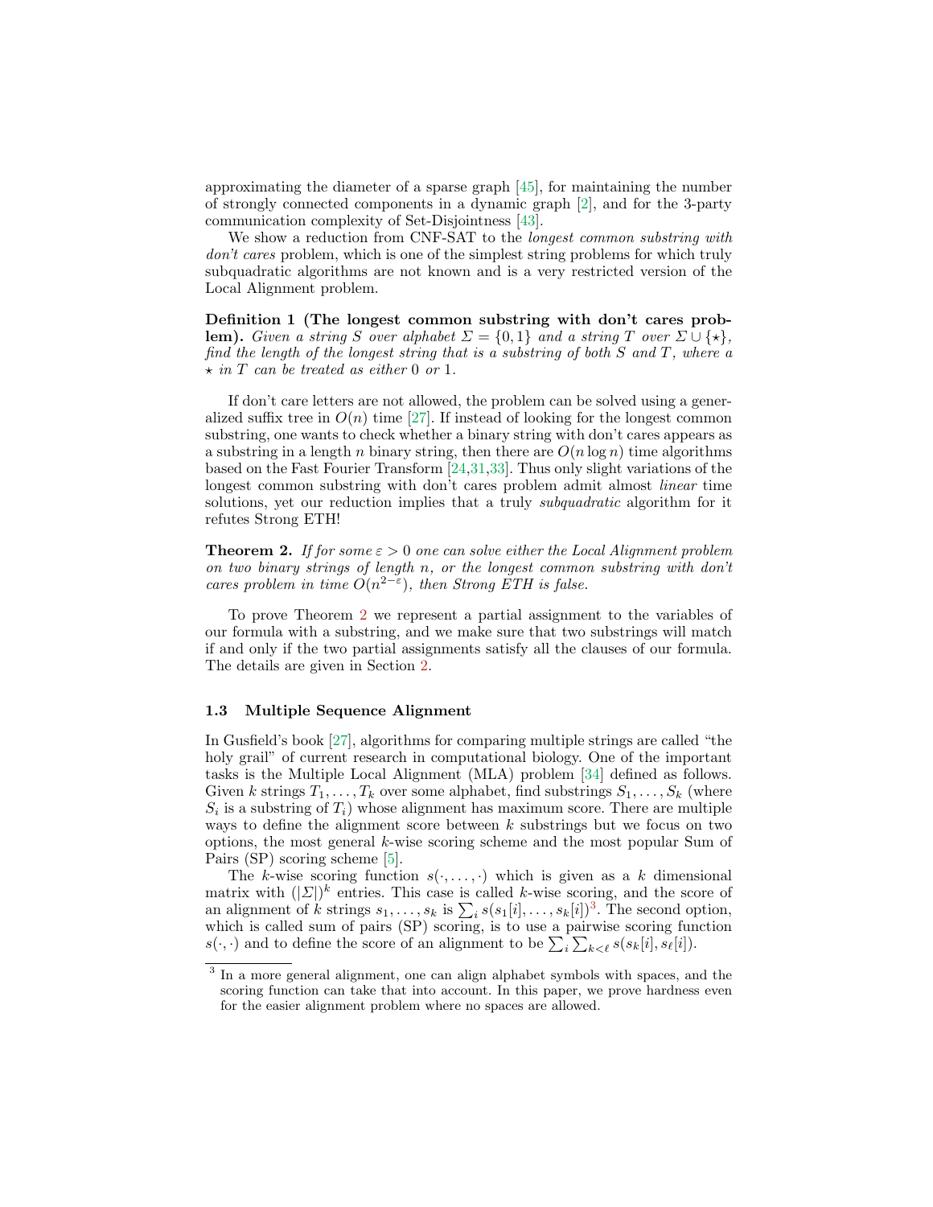approximating the diameter of a sparse graph [45], for maintaining the number of strongly connected components in a dynamic graph [2], and for the 3-party communication complexity of Set-Disjointness [43].

We show a reduction from CNF-SAT to the *longest common substring with don't cares* problem, which is one of the simplest string problems for which truly subquadratic algorithms are not known and is a very restricted version of the Local Alignment problem.

**Definition 1 (The longest common substring with don't cares problem).** *Given a string $S$ over alphabet $\Sigma = \{0, 1\}$ and a string $T$ over $\Sigma \cup \{\star\}$, find the length of the longest string that is a substring of both $S$ and $T$, where a $\star$ in $T$ can be treated as either 0 or 1.*

If don't care letters are not allowed, the problem can be solved using a generalized suffix tree in $O(n)$ time [27]. If instead of looking for the longest common substring, one wants to check whether a binary string with don't cares appears as a substring in a length $n$ binary string, then there are $O(n \log n)$ time algorithms based on the Fast Fourier Transform [24,31,33]. Thus only slight variations of the longest common substring with don't cares problem admit almost *linear* time solutions, yet our reduction implies that a truly *subquadratic* algorithm for it refutes Strong ETH!

**Theorem 2.** *If for some $\varepsilon > 0$ one can solve either the Local Alignment problem on two binary strings of length $n$, or the longest common substring with don't cares problem in time $O(n^{2-\varepsilon})$, then Strong ETH is false.*

To prove Theorem 2 we represent a partial assignment to the variables of our formula with a substring, and we make sure that two substrings will match if and only if the two partial assignments satisfy all the clauses of our formula. The details are given in Section 2.

### 1.3 Multiple Sequence Alignment

In Gusfield's book [27], algorithms for comparing multiple strings are called "the holy grail" of current research in computational biology. One of the important tasks is the Multiple Local Alignment (MLA) problem [34] defined as follows. Given $k$ strings $T_1, \ldots, T_k$ over some alphabet, find substrings $S_1, \ldots, S_k$ (where $S_i$ is a substring of $T_i$) whose alignment has maximum score. There are multiple ways to define the alignment score between $k$ substrings but we focus on two options, the most general $k$-wise scoring scheme and the most popular Sum of Pairs (SP) scoring scheme [5].

The $k$-wise scoring function $s(\cdot, \ldots, \cdot)$ which is given as a $k$ dimensional matrix with $(|\Sigma|)^k$ entries. This case is called $k$-wise scoring, and the score of an alignment of $k$ strings $s_1, \ldots, s_k$ is $\sum_i s(s_1[i], \ldots, s_k[i])$[3]. The second option, which is called sum of pairs (SP) scoring, is to use a pairwise scoring function $s(\cdot, \cdot)$ and to define the score of an alignment to be $\sum_i \sum_{k<\ell} s(s_k[i], s_\ell[i])$.

[3] In a more general alignment, one can align alphabet symbols with spaces, and the scoring function can take that into account. In this paper, we prove hardness even for the easier alignment problem where no spaces are allowed.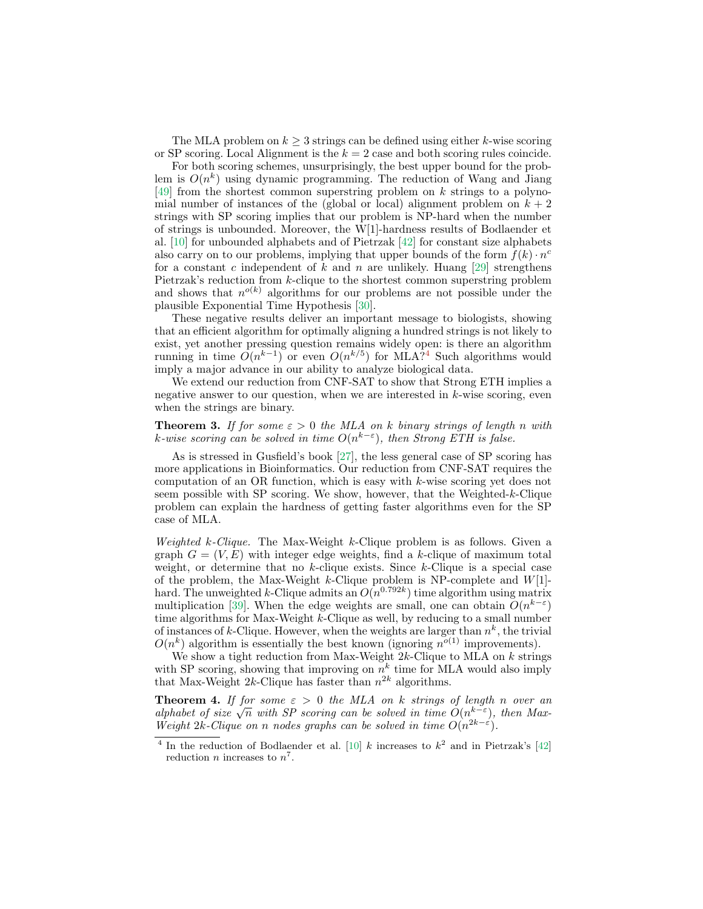The MLA problem on $k \geq 3$ strings can be defined using either $k$-wise scoring or SP scoring. Local Alignment is the $k = 2$ case and both scoring rules coincide.

For both scoring schemes, unsurprisingly, the best upper bound for the problem is $O(n^k)$ using dynamic programming. The reduction of Wang and Jiang [49] from the shortest common superstring problem on $k$ strings to a polynomial number of instances of the (global or local) alignment problem on $k + 2$ strings with SP scoring implies that our problem is NP-hard when the number of strings is unbounded. Moreover, the W[1]-hardness results of Bodlaender et al. [10] for unbounded alphabets and of Pietrzak [42] for constant size alphabets also carry on to our problems, implying that upper bounds of the form $f(k) \cdot n^c$ for a constant $c$ independent of $k$ and $n$ are unlikely. Huang [29] strengthens Pietrzak's reduction from $k$-clique to the shortest common superstring problem and shows that $n^{o(k)}$ algorithms for our problems are not possible under the plausible Exponential Time Hypothesis [30].

These negative results deliver an important message to biologists, showing that an efficient algorithm for optimally aligning a hundred strings is not likely to exist, yet another pressing question remains widely open: is there an algorithm running in time $O(n^{k-1})$ or even $O(n^{k/5})$ for MLA?[4] Such algorithms would imply a major advance in our ability to analyze biological data.

We extend our reduction from CNF-SAT to show that Strong ETH implies a negative answer to our question, when we are interested in $k$-wise scoring, even when the strings are binary.

**Theorem 3.** *If for some $\varepsilon > 0$ the MLA on $k$ binary strings of length $n$ with $k$-wise scoring can be solved in time $O(n^{k-\varepsilon})$, then Strong ETH is false.*

As is stressed in Gusfield's book [27], the less general case of SP scoring has more applications in Bioinformatics. Our reduction from CNF-SAT requires the computation of an OR function, which is easy with $k$-wise scoring yet does not seem possible with SP scoring. We show, however, that the Weighted-$k$-Clique problem can explain the hardness of getting faster algorithms even for the SP case of MLA.

*Weighted $k$-Clique.* The Max-Weight $k$-Clique problem is as follows. Given a graph $G = (V, E)$ with integer edge weights, find a $k$-clique of maximum total weight, or determine that no $k$-clique exists. Since $k$-Clique is a special case of the problem, the Max-Weight $k$-Clique problem is NP-complete and $W[1]$-hard. The unweighted $k$-Clique admits an $O(n^{0.792k})$ time algorithm using matrix multiplication [39]. When the edge weights are small, one can obtain $O(n^{k-\varepsilon})$ time algorithms for Max-Weight $k$-Clique as well, by reducing to a small number of instances of $k$-Clique. However, when the weights are larger than $n^k$, the trivial $O(n^k)$ algorithm is essentially the best known (ignoring $n^{o(1)}$ improvements).

We show a tight reduction from Max-Weight $2k$-Clique to MLA on $k$ strings with SP scoring, showing that improving on $n^k$ time for MLA would also imply that Max-Weight $2k$-Clique has faster than $n^{2k}$ algorithms.

**Theorem 4.** *If for some $\varepsilon > 0$ the MLA on $k$ strings of length $n$ over an alphabet of size $\sqrt{n}$ with SP scoring can be solved in time $O(n^{k-\varepsilon})$, then Max-Weight $2k$-Clique on $n$ nodes graphs can be solved in time $O(n^{2k-\varepsilon})$.*

---

[4] In the reduction of Bodlaender et al. [10] $k$ increases to $k^2$ and in Pietrzak's [42] reduction $n$ increases to $n^7$.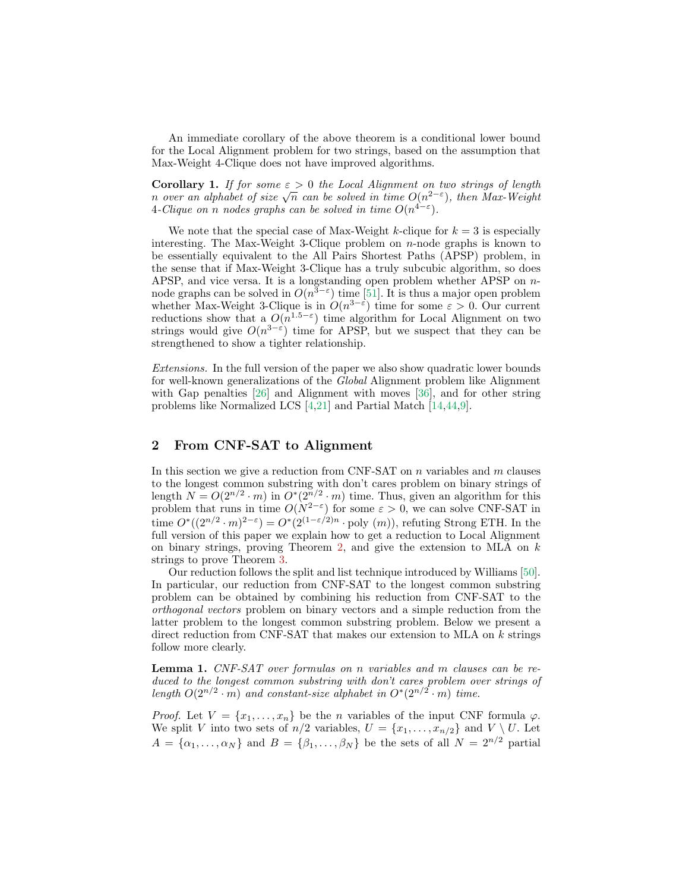An immediate corollary of the above theorem is a conditional lower bound for the Local Alignment problem for two strings, based on the assumption that Max-Weight 4-Clique does not have improved algorithms.

**Corollary 1.** *If for some $\varepsilon > 0$ the Local Alignment on two strings of length $n$ over an alphabet of size $\sqrt{n}$ can be solved in time $O(n^{2-\varepsilon})$, then Max-Weight 4-Clique on $n$ nodes graphs can be solved in time $O(n^{4-\varepsilon})$.*

We note that the special case of Max-Weight $k$-clique for $k = 3$ is especially interesting. The Max-Weight 3-Clique problem on $n$-node graphs is known to be essentially equivalent to the All Pairs Shortest Paths (APSP) problem, in the sense that if Max-Weight 3-Clique has a truly subcubic algorithm, so does APSP, and vice versa. It is a longstanding open problem whether APSP on $n$-node graphs can be solved in $O(n^{3-\varepsilon})$ time [51]. It is thus a major open problem whether Max-Weight 3-Clique is in $O(n^{3-\varepsilon})$ time for some $\varepsilon > 0$. Our current reductions show that a $O(n^{1.5-\varepsilon})$ time algorithm for Local Alignment on two strings would give $O(n^{3-\varepsilon})$ time for APSP, but we suspect that they can be strengthened to show a tighter relationship.

*Extensions.* In the full version of the paper we also show quadratic lower bounds for well-known generalizations of the *Global* Alignment problem like Alignment with Gap penalties [26] and Alignment with moves [36], and for other string problems like Normalized LCS [4,21] and Partial Match [14,44,9].

## 2 From CNF-SAT to Alignment

In this section we give a reduction from CNF-SAT on $n$ variables and $m$ clauses to the longest common substring with don't cares problem on binary strings of length $N = O(2^{n/2} \cdot m)$ in $O^*(2^{n/2} \cdot m)$ time. Thus, given an algorithm for this problem that runs in time $O(N^{2-\varepsilon})$ for some $\varepsilon > 0$, we can solve CNF-SAT in time $O^*((2^{n/2} \cdot m)^{2-\varepsilon}) = O^*(2^{(1-\varepsilon/2)n} \cdot \text{poly } (m))$, refuting Strong ETH. In the full version of this paper we explain how to get a reduction to Local Alignment on binary strings, proving Theorem 2, and give the extension to MLA on $k$ strings to prove Theorem 3.

Our reduction follows the split and list technique introduced by Williams [50]. In particular, our reduction from CNF-SAT to the longest common substring problem can be obtained by combining his reduction from CNF-SAT to the *orthogonal vectors* problem on binary vectors and a simple reduction from the latter problem to the longest common substring problem. Below we present a direct reduction from CNF-SAT that makes our extension to MLA on $k$ strings follow more clearly.

**Lemma 1.** *CNF-SAT over formulas on $n$ variables and $m$ clauses can be reduced to the longest common substring with don't cares problem over strings of length $O(2^{n/2} \cdot m)$ and constant-size alphabet in $O^*(2^{n/2} \cdot m)$ time.*

*Proof.* Let $V = \{x_1, \dots, x_n\}$ be the $n$ variables of the input CNF formula $\varphi$. We split $V$ into two sets of $n/2$ variables, $U = \{x_1, \dots, x_{n/2}\}$ and $V \setminus U$. Let $A = \{\alpha_1, \dots, \alpha_N\}$ and $B = \{\beta_1, \dots, \beta_N\}$ be the sets of all $N = 2^{n/2}$ partial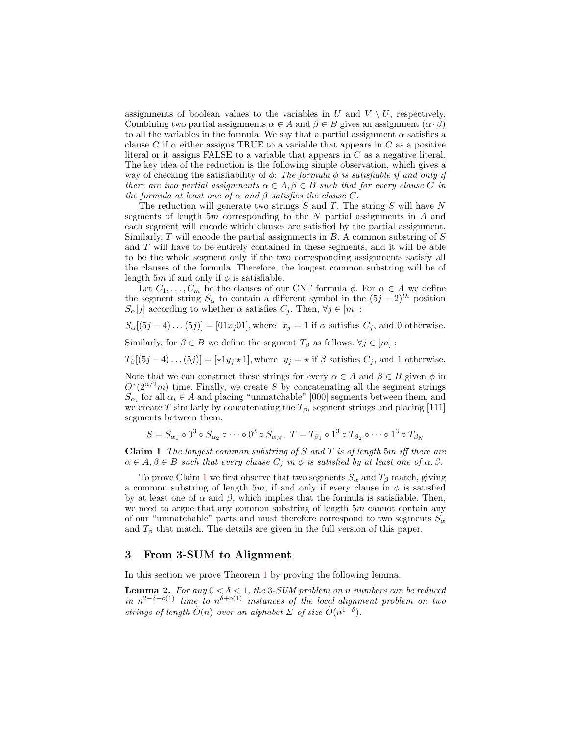assignments of boolean values to the variables in $U$ and $V \setminus U$, respectively. Combining two partial assignments $\alpha \in A$ and $\beta \in B$ gives an assignment $(\alpha \cdot \beta)$ to all the variables in the formula. We say that a partial assignment $\alpha$ satisfies a clause $C$ if $\alpha$ either assigns TRUE to a variable that appears in $C$ as a positive literal or it assigns FALSE to a variable that appears in $C$ as a negative literal. The key idea of the reduction is the following simple observation, which gives a way of checking the satisfiability of $\phi$: *The formula $\phi$ is satisfiable if and only if there are two partial assignments $\alpha \in A, \beta \in B$ such that for every clause $C$ in the formula at least one of $\alpha$ and $\beta$ satisfies the clause $C$.*

The reduction will generate two strings $S$ and $T$. The string $S$ will have $N$ segments of length $5m$ corresponding to the $N$ partial assignments in $A$ and each segment will encode which clauses are satisfied by the partial assignment. Similarly, $T$ will encode the partial assignments in $B$. A common substring of $S$ and $T$ will have to be entirely contained in these segments, and it will be able to be the whole segment only if the two corresponding assignments satisfy all the clauses of the formula. Therefore, the longest common substring will be of length $5m$ if and only if $\phi$ is satisfiable.

Let $C_1, \ldots, C_m$ be the clauses of our CNF formula $\phi$. For $\alpha \in A$ we define the segment string $S_\alpha$ to contain a different symbol in the $(5j-2)^{th}$ position $S_\alpha[j]$ according to whether $\alpha$ satisfies $C_j$. Then, $\forall j \in [m]$ :

$$S_\alpha[(5j-4)\ldots(5j)] = [01x_j01], \text{where } \ x_j = 1 \text{ if } \alpha \text{ satisfies } C_j, \text{ and } 0 \text{ otherwise.}$$

Similarly, for $\beta \in B$ we define the segment $T_\beta$ as follows. $\forall j \in [m]$ :

$$T_\beta[(5j-4)\ldots(5j)] = [\star 1 y_j \star 1], \text{where } \ y_j = \star \text{ if } \beta \text{ satisfies } C_j, \text{ and } 1 \text{ otherwise.}$$

Note that we can construct these strings for every $\alpha \in A$ and $\beta \in B$ given $\phi$ in $O^*(2^{n/2}m)$ time. Finally, we create $S$ by concatenating all the segment strings $S_{\alpha_i}$ for all $\alpha_i \in A$ and placing "unmatchable" [000] segments between them, and we create $T$ similarly by concatenating the $T_{\beta_i}$ segment strings and placing [111] segments between them.

$$S = S_{\alpha_1} \circ 0^3 \circ S_{\alpha_2} \circ \cdots \circ 0^3 \circ S_{\alpha_N}, \ T = T_{\beta_1} \circ 1^3 \circ T_{\beta_2} \circ \cdots \circ 1^3 \circ T_{\beta_N}$$

**Claim 1** *The longest common substring of $S$ and $T$ is of length $5m$ iff there are $\alpha \in A, \beta \in B$ such that every clause $C_j$ in $\phi$ is satisfied by at least one of $\alpha, \beta$.*

To prove Claim 1 we first observe that two segments $S_\alpha$ and $T_\beta$ match, giving a common substring of length $5m$, if and only if every clause in $\phi$ is satisfied by at least one of $\alpha$ and $\beta$, which implies that the formula is satisfiable. Then, we need to argue that any common substring of length $5m$ cannot contain any of our "unmatchable" parts and must therefore correspond to two segments $S_\alpha$ and $T_\beta$ that match. The details are given in the full version of this paper.

## 3 From 3-SUM to Alignment

In this section we prove Theorem 1 by proving the following lemma.

**Lemma 2.** *For any $0 < \delta < 1$, the 3-SUM problem on $n$ numbers can be reduced in $n^{2-\delta+o(1)}$ time to $n^{\delta+o(1)}$ instances of the local alignment problem on two strings of length $\tilde{O}(n)$ over an alphabet $\Sigma$ of size $\tilde{O}(n^{1-\delta})$.*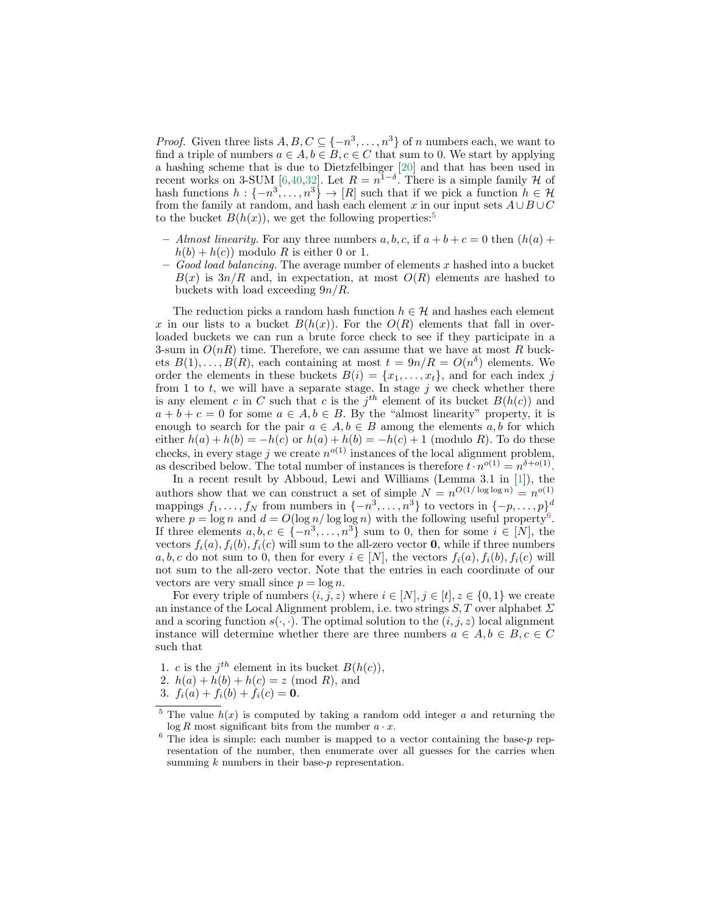*Proof.* Given three lists $A, B, C \subseteq \{-n^3, \ldots, n^3\}$ of $n$ numbers each, we want to find a triple of numbers $a \in A, b \in B, c \in C$ that sum to 0. We start by applying a hashing scheme that is due to Dietzfelbinger [20] and that has been used in recent works on 3-SUM [6,40,32]. Let $R = n^{1-\delta}$. There is a simple family $\mathcal{H}$ of hash functions $h : \{-n^3, \ldots, n^3\} \to [R]$ such that if we pick a function $h \in \mathcal{H}$ from the family at random, and hash each element $x$ in our input sets $A \cup B \cup C$ to the bucket $B(h(x))$, we get the following properties:[5]

- *Almost linearity.* For any three numbers $a, b, c$, if $a + b + c = 0$ then $(h(a) + h(b) + h(c))$ modulo $R$ is either 0 or 1.
- *Good load balancing.* The average number of elements $x$ hashed into a bucket $B(x)$ is $3n/R$ and, in expectation, at most $O(R)$ elements are hashed to buckets with load exceeding $9n/R$.

The reduction picks a random hash function $h \in \mathcal{H}$ and hashes each element $x$ in our lists to a bucket $B(h(x))$. For the $O(R)$ elements that fall in overloaded buckets we can run a brute force check to see if they participate in a 3-sum in $O(nR)$ time. Therefore, we can assume that we have at most $R$ buckets $B(1), \ldots, B(R)$, each containing at most $t = 9n/R = O(n^\delta)$ elements. We order the elements in these buckets $B(i) = \{x_1, \ldots, x_t\}$, and for each index $j$ from 1 to $t$, we will have a separate stage. In stage $j$ we check whether there is any element $c$ in $C$ such that $c$ is the $j^{th}$ element of its bucket $B(h(c))$ and $a + b + c = 0$ for some $a \in A, b \in B$. By the "almost linearity" property, it is enough to search for the pair $a \in A, b \in B$ among the elements $a, b$ for which either $h(a) + h(b) = -h(c)$ or $h(a) + h(b) = -h(c) + 1$ (modulo $R$). To do these checks, in every stage $j$ we create $n^{o(1)}$ instances of the local alignment problem, as described below. The total number of instances is therefore $t \cdot n^{o(1)} = n^{\delta + o(1)}$.

In a recent result by Abboud, Lewi and Williams (Lemma 3.1 in [1]), the authors show that we can construct a set of simple $N = n^{O(1/\log\log n)} = n^{o(1)}$ mappings $f_1, \ldots, f_N$ from numbers in $\{-n^3, \ldots, n^3\}$ to vectors in $\{-p, \ldots, p\}^d$ where $p = \log n$ and $d = O(\log n / \log\log n)$ with the following useful property[6]. If three elements $a, b, c \in \{-n^3, \ldots, n^3\}$ sum to 0, then for some $i \in [N]$, the vectors $f_i(a), f_i(b), f_i(c)$ will sum to the all-zero vector $\mathbf{0}$, while if three numbers $a, b, c$ do not sum to 0, then for every $i \in [N]$, the vectors $f_i(a), f_i(b), f_i(c)$ will not sum to the all-zero vector. Note that the entries in each coordinate of our vectors are very small since $p = \log n$.

For every triple of numbers $(i, j, z)$ where $i \in [N], j \in [t], z \in \{0, 1\}$ we create an instance of the Local Alignment problem, i.e. two strings $S, T$ over alphabet $\Sigma$ and a scoring function $s(\cdot, \cdot)$. The optimal solution to the $(i, j, z)$ local alignment instance will determine whether there are three numbers $a \in A, b \in B, c \in C$ such that

1. $c$ is the $j^{th}$ element in its bucket $B(h(c))$,
2. $h(a) + h(b) + h(c) = z \pmod{R}$, and
3. $f_i(a) + f_i(b) + f_i(c) = \mathbf{0}$.

[5] The value $h(x)$ is computed by taking a random odd integer $a$ and returning the $\log R$ most significant bits from the number $a \cdot x$.

[6] The idea is simple: each number is mapped to a vector containing the base-$p$ representation of the number, then enumerate over all guesses for the carries when summing $k$ numbers in their base-$p$ representation.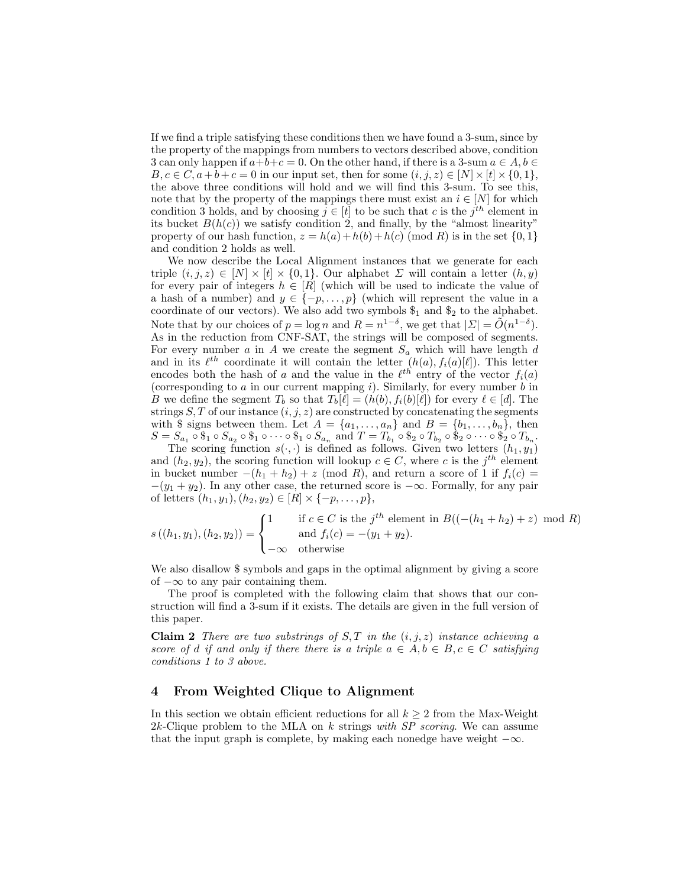If we find a triple satisfying these conditions then we have found a 3-sum, since by the property of the mappings from numbers to vectors described above, condition 3 can only happen if $a+b+c=0$. On the other hand, if there is a 3-sum $a \in A, b \in B, c \in C, a+b+c=0$ in our input set, then for some $(i,j,z) \in [N] \times [t] \times \{0,1\}$, the above three conditions will hold and we will find this 3-sum. To see this, note that by the property of the mappings there must exist an $i \in [N]$ for which condition 3 holds, and by choosing $j \in [t]$ to be such that $c$ is the $j^{th}$ element in its bucket $B(h(c))$ we satisfy condition 2, and finally, by the "almost linearity" property of our hash function, $z = h(a)+h(b)+h(c) \pmod R$ is in the set $\{0,1\}$ and condition 2 holds as well.

We now describe the Local Alignment instances that we generate for each triple $(i,j,z) \in [N] \times [t] \times \{0,1\}$. Our alphabet $\Sigma$ will contain a letter $(h,y)$ for every pair of integers $h \in [R]$ (which will be used to indicate the value of a hash of a number) and $y \in \{-p,\dots,p\}$ (which will represent the value in a coordinate of our vectors). We also add two symbols $\$_1$ and $\$_2$ to the alphabet. Note that by our choices of $p = \log n$ and $R = n^{1-\delta}$, we get that $|\Sigma| = \tilde{O}(n^{1-\delta})$. As in the reduction from CNF-SAT, the strings will be composed of segments. For every number $a$ in $A$ we create the segment $S_a$ which will have length $d$ and in its $\ell^{th}$ coordinate it will contain the letter $(h(a), f_i(a)[\ell])$. This letter encodes both the hash of $a$ and the value in the $\ell^{th}$ entry of the vector $f_i(a)$ (corresponding to $a$ in our current mapping $i$). Similarly, for every number $b$ in $B$ we define the segment $T_b$ so that $T_b[\ell] = (h(b), f_i(b)[\ell])$ for every $\ell \in [d]$. The strings $S,T$ of our instance $(i,j,z)$ are constructed by concatenating the segments with \$ signs between them. Let $A = \{a_1,\dots,a_n\}$ and $B = \{b_1,\dots,b_n\}$, then $S = S_{a_1} \circ \$_1 \circ S_{a_2} \circ \$_1 \circ \cdots \circ \$_1 \circ S_{a_n}$ and $T = T_{b_1} \circ \$_2 \circ T_{b_2} \circ \$_2 \circ \cdots \circ \$_2 \circ T_{b_n}$.

The scoring function $s(\cdot,\cdot)$ is defined as follows. Given two letters $(h_1,y_1)$ and $(h_2,y_2)$, the scoring function will lookup $c \in C$, where $c$ is the $j^{th}$ element in bucket number $-(h_1+h_2)+z \pmod R$, and return a score of 1 if $f_i(c) = -(y_1+y_2)$. In any other case, the returned score is $-\infty$. Formally, for any pair of letters $(h_1,y_1),(h_2,y_2) \in [R] \times \{-p,\dots,p\}$,

$$s\left((h_1,y_1),(h_2,y_2)\right) = \begin{cases} 1 & \text{if } c \in C \text{ is the } j^{th} \text{ element in } B((-(h_1+h_2)+z) \mod R) \\ & \text{and } f_i(c) = -(y_1+y_2). \\ -\infty & \text{otherwise} \end{cases}$$

We also disallow \$ symbols and gaps in the optimal alignment by giving a score of $-\infty$ to any pair containing them.

The proof is completed with the following claim that shows that our construction will find a 3-sum if it exists. The details are given in the full version of this paper.

**Claim 2** *There are two substrings of $S,T$ in the $(i,j,z)$ instance achieving a score of $d$ if and only if there there is a triple $a \in A, b \in B, c \in C$ satisfying conditions 1 to 3 above.*

## 4 From Weighted Clique to Alignment

In this section we obtain efficient reductions for all $k \geq 2$ from the Max-Weight $2k$-Clique problem to the MLA on $k$ strings *with SP scoring*. We can assume that the input graph is complete, by making each nonedge have weight $-\infty$.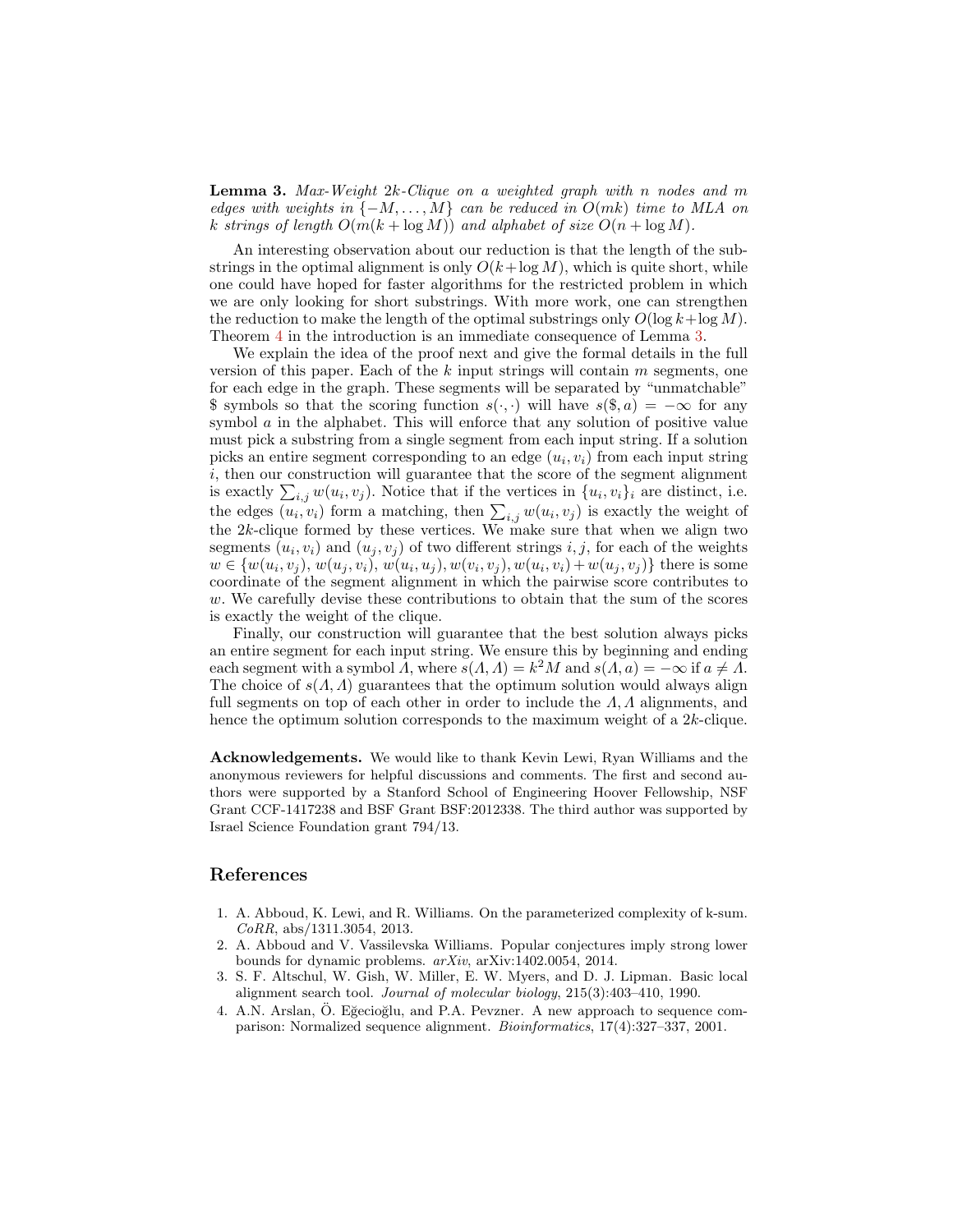**Lemma 3.** *Max-Weight $2k$-Clique on a weighted graph with $n$ nodes and $m$ edges with weights in $\{-M, \dots, M\}$ can be reduced in $O(mk)$ time to MLA on $k$ strings of length $O(m(k + \log M))$ and alphabet of size $O(n + \log M)$.*

An interesting observation about our reduction is that the length of the substrings in the optimal alignment is only $O(k+\log M)$, which is quite short, while one could have hoped for faster algorithms for the restricted problem in which we are only looking for short substrings. With more work, one can strengthen the reduction to make the length of the optimal substrings only $O(\log k + \log M)$. Theorem 4 in the introduction is an immediate consequence of Lemma 3.

We explain the idea of the proof next and give the formal details in the full version of this paper. Each of the $k$ input strings will contain $m$ segments, one for each edge in the graph. These segments will be separated by "unmatchable" \$ symbols so that the scoring function $s(\cdot, \cdot)$ will have $s(\$, a) = -\infty$ for any symbol $a$ in the alphabet. This will enforce that any solution of positive value must pick a substring from a single segment from each input string. If a solution picks an entire segment corresponding to an edge $(u_i, v_i)$ from each input string $i$, then our construction will guarantee that the score of the segment alignment is exactly $\sum_{i,j} w(u_i, v_j)$. Notice that if the vertices in $\{u_i, v_i\}_i$ are distinct, i.e. the edges $(u_i, v_i)$ form a matching, then $\sum_{i,j} w(u_i, v_j)$ is exactly the weight of the $2k$-clique formed by these vertices. We make sure that when we align two segments $(u_i, v_i)$ and $(u_j, v_j)$ of two different strings $i, j$, for each of the weights $w \in \{w(u_i, v_j), w(u_j, v_i), w(u_i, u_j), w(v_i, v_j), w(u_i, v_i) + w(u_j, v_j)\}$ there is some coordinate of the segment alignment in which the pairwise score contributes to $w$. We carefully devise these contributions to obtain that the sum of the scores is exactly the weight of the clique.

Finally, our construction will guarantee that the best solution always picks an entire segment for each input string. We ensure this by beginning and ending each segment with a symbol $\Lambda$, where $s(\Lambda, \Lambda) = k^2 M$ and $s(\Lambda, a) = -\infty$ if $a \neq \Lambda$. The choice of $s(\Lambda, \Lambda)$ guarantees that the optimum solution would always align full segments on top of each other in order to include the $\Lambda, \Lambda$ alignments, and hence the optimum solution corresponds to the maximum weight of a $2k$-clique.

**Acknowledgements.** We would like to thank Kevin Lewi, Ryan Williams and the anonymous reviewers for helpful discussions and comments. The first and second authors were supported by a Stanford School of Engineering Hoover Fellowship, NSF Grant CCF-1417238 and BSF Grant BSF:2012338. The third author was supported by Israel Science Foundation grant 794/13.

## References

1. A. Abboud, K. Lewi, and R. Williams. On the parameterized complexity of k-sum. *CoRR*, abs/1311.3054, 2013.
2. A. Abboud and V. Vassilevska Williams. Popular conjectures imply strong lower bounds for dynamic problems. *arXiv*, arXiv:1402.0054, 2014.
3. S. F. Altschul, W. Gish, W. Miller, E. W. Myers, and D. J. Lipman. Basic local alignment search tool. *Journal of molecular biology*, 215(3):403–410, 1990.
4. A.N. Arslan, Ö. Eğecioğlu, and P.A. Pevzner. A new approach to sequence comparison: Normalized sequence alignment. *Bioinformatics*, 17(4):327–337, 2001.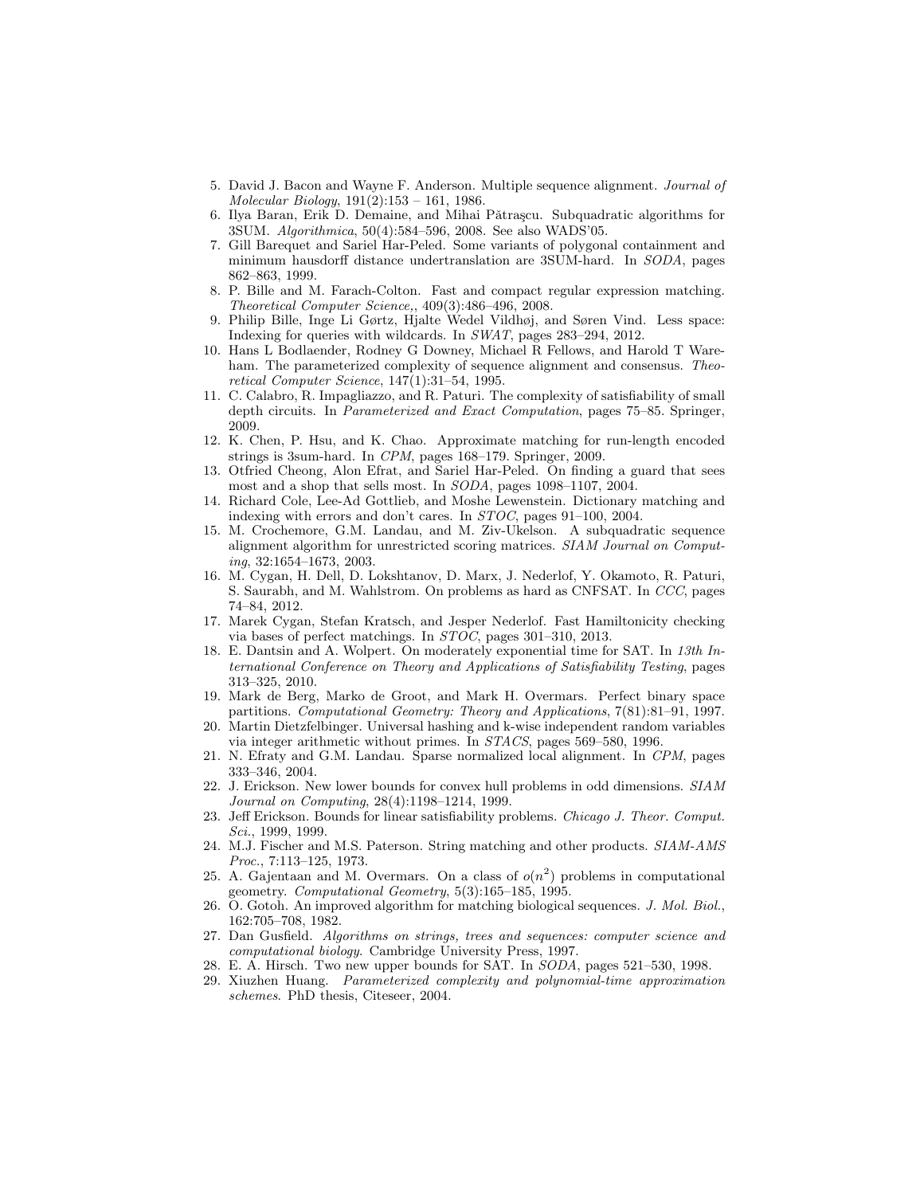5. David J. Bacon and Wayne F. Anderson. Multiple sequence alignment. *Journal of Molecular Biology*, 191(2):153 – 161, 1986.
6. Ilya Baran, Erik D. Demaine, and Mihai Pătraşcu. Subquadratic algorithms for 3SUM. *Algorithmica*, 50(4):584–596, 2008. See also WADS'05.
7. Gill Barequet and Sariel Har-Peled. Some variants of polygonal containment and minimum hausdorff distance undertranslation are 3SUM-hard. In *SODA*, pages 862–863, 1999.
8. P. Bille and M. Farach-Colton. Fast and compact regular expression matching. *Theoretical Computer Science,*, 409(3):486–496, 2008.
9. Philip Bille, Inge Li Gørtz, Hjalte Wedel Vildhøj, and Søren Vind. Less space: Indexing for queries with wildcards. In *SWAT*, pages 283–294, 2012.
10. Hans L Bodlaender, Rodney G Downey, Michael R Fellows, and Harold T Wareham. The parameterized complexity of sequence alignment and consensus. *Theoretical Computer Science*, 147(1):31–54, 1995.
11. C. Calabro, R. Impagliazzo, and R. Paturi. The complexity of satisfiability of small depth circuits. In *Parameterized and Exact Computation*, pages 75–85. Springer, 2009.
12. K. Chen, P. Hsu, and K. Chao. Approximate matching for run-length encoded strings is 3sum-hard. In *CPM*, pages 168–179. Springer, 2009.
13. Otfried Cheong, Alon Efrat, and Sariel Har-Peled. On finding a guard that sees most and a shop that sells most. In *SODA*, pages 1098–1107, 2004.
14. Richard Cole, Lee-Ad Gottlieb, and Moshe Lewenstein. Dictionary matching and indexing with errors and don't cares. In *STOC*, pages 91–100, 2004.
15. M. Crochemore, G.M. Landau, and M. Ziv-Ukelson. A subquadratic sequence alignment algorithm for unrestricted scoring matrices. *SIAM Journal on Computing*, 32:1654–1673, 2003.
16. M. Cygan, H. Dell, D. Lokshtanov, D. Marx, J. Nederlof, Y. Okamoto, R. Paturi, S. Saurabh, and M. Wahlstrom. On problems as hard as CNFSAT. In *CCC*, pages 74–84, 2012.
17. Marek Cygan, Stefan Kratsch, and Jesper Nederlof. Fast Hamiltonicity checking via bases of perfect matchings. In *STOC*, pages 301–310, 2013.
18. E. Dantsin and A. Wolpert. On moderately exponential time for SAT. In *13th International Conference on Theory and Applications of Satisfiability Testing*, pages 313–325, 2010.
19. Mark de Berg, Marko de Groot, and Mark H. Overmars. Perfect binary space partitions. *Computational Geometry: Theory and Applications*, 7(81):81–91, 1997.
20. Martin Dietzfelbinger. Universal hashing and k-wise independent random variables via integer arithmetic without primes. In *STACS*, pages 569–580, 1996.
21. N. Efraty and G.M. Landau. Sparse normalized local alignment. In *CPM*, pages 333–346, 2004.
22. J. Erickson. New lower bounds for convex hull problems in odd dimensions. *SIAM Journal on Computing*, 28(4):1198–1214, 1999.
23. Jeff Erickson. Bounds for linear satisfiability problems. *Chicago J. Theor. Comput. Sci.*, 1999, 1999.
24. M.J. Fischer and M.S. Paterson. String matching and other products. *SIAM-AMS Proc.*, 7:113–125, 1973.
25. A. Gajentaan and M. Overmars. On a class of $o(n^2)$ problems in computational geometry. *Computational Geometry*, 5(3):165–185, 1995.
26. O. Gotoh. An improved algorithm for matching biological sequences. *J. Mol. Biol.*, 162:705–708, 1982.
27. Dan Gusfield. *Algorithms on strings, trees and sequences: computer science and computational biology*. Cambridge University Press, 1997.
28. E. A. Hirsch. Two new upper bounds for SAT. In *SODA*, pages 521–530, 1998.
29. Xiuzhen Huang. *Parameterized complexity and polynomial-time approximation schemes*. PhD thesis, Citeseer, 2004.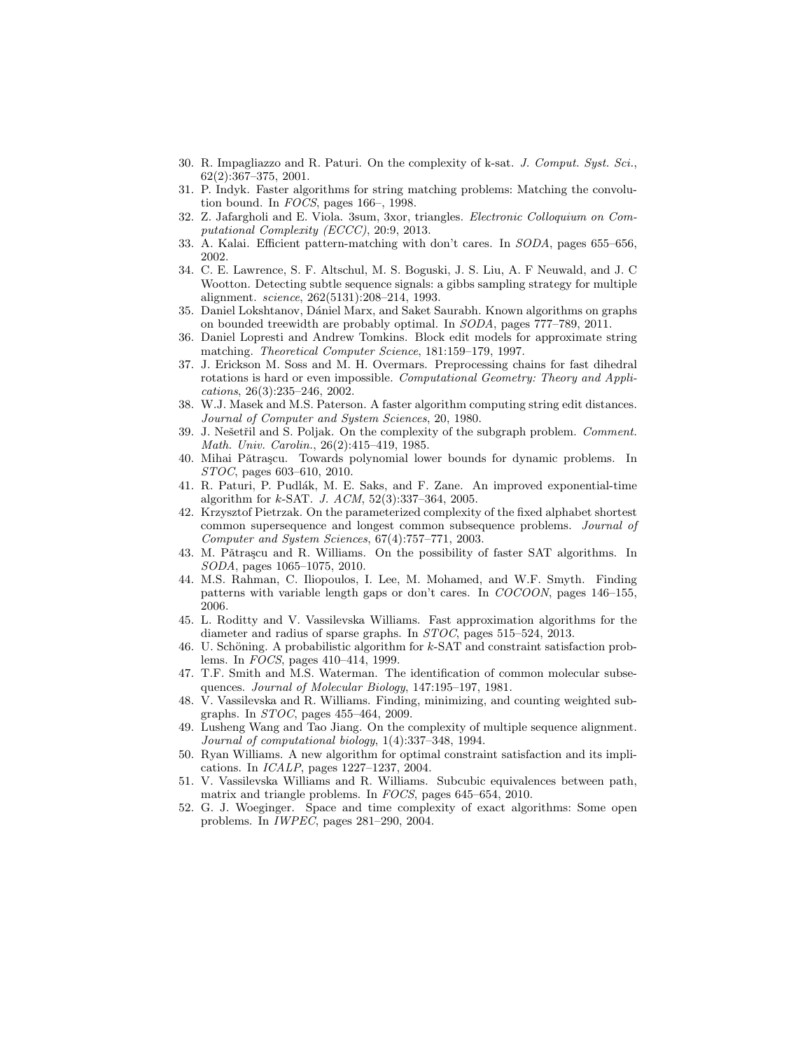30. R. Impagliazzo and R. Paturi. On the complexity of k-sat. *J. Comput. Syst. Sci.*, 62(2):367–375, 2001.
31. P. Indyk. Faster algorithms for string matching problems: Matching the convolution bound. In *FOCS*, pages 166–, 1998.
32. Z. Jafargholi and E. Viola. 3sum, 3xor, triangles. *Electronic Colloquium on Computational Complexity (ECCC)*, 20:9, 2013.
33. A. Kalai. Efficient pattern-matching with don't cares. In *SODA*, pages 655–656, 2002.
34. C. E. Lawrence, S. F. Altschul, M. S. Boguski, J. S. Liu, A. F Neuwald, and J. C Wootton. Detecting subtle sequence signals: a gibbs sampling strategy for multiple alignment. *science*, 262(5131):208–214, 1993.
35. Daniel Lokshtanov, Dániel Marx, and Saket Saurabh. Known algorithms on graphs on bounded treewidth are probably optimal. In *SODA*, pages 777–789, 2011.
36. Daniel Lopresti and Andrew Tomkins. Block edit models for approximate string matching. *Theoretical Computer Science*, 181:159–179, 1997.
37. J. Erickson M. Soss and M. H. Overmars. Preprocessing chains for fast dihedral rotations is hard or even impossible. *Computational Geometry: Theory and Applications*, 26(3):235–246, 2002.
38. W.J. Masek and M.S. Paterson. A faster algorithm computing string edit distances. *Journal of Computer and System Sciences*, 20, 1980.
39. J. Nešetřil and S. Poljak. On the complexity of the subgraph problem. *Comment. Math. Univ. Carolin.*, 26(2):415–419, 1985.
40. Mihai Pătraşcu. Towards polynomial lower bounds for dynamic problems. In *STOC*, pages 603–610, 2010.
41. R. Paturi, P. Pudlák, M. E. Saks, and F. Zane. An improved exponential-time algorithm for $k$-SAT. *J. ACM*, 52(3):337–364, 2005.
42. Krzysztof Pietrzak. On the parameterized complexity of the fixed alphabet shortest common supersequence and longest common subsequence problems. *Journal of Computer and System Sciences*, 67(4):757–771, 2003.
43. M. Pătraşcu and R. Williams. On the possibility of faster SAT algorithms. In *SODA*, pages 1065–1075, 2010.
44. M.S. Rahman, C. Iliopoulos, I. Lee, M. Mohamed, and W.F. Smyth. Finding patterns with variable length gaps or don't cares. In *COCOON*, pages 146–155, 2006.
45. L. Roditty and V. Vassilevska Williams. Fast approximation algorithms for the diameter and radius of sparse graphs. In *STOC*, pages 515–524, 2013.
46. U. Schöning. A probabilistic algorithm for $k$-SAT and constraint satisfaction problems. In *FOCS*, pages 410–414, 1999.
47. T.F. Smith and M.S. Waterman. The identification of common molecular subsequences. *Journal of Molecular Biology*, 147:195–197, 1981.
48. V. Vassilevska and R. Williams. Finding, minimizing, and counting weighted subgraphs. In *STOC*, pages 455–464, 2009.
49. Lusheng Wang and Tao Jiang. On the complexity of multiple sequence alignment. *Journal of computational biology*, 1(4):337–348, 1994.
50. Ryan Williams. A new algorithm for optimal constraint satisfaction and its implications. In *ICALP*, pages 1227–1237, 2004.
51. V. Vassilevska Williams and R. Williams. Subcubic equivalences between path, matrix and triangle problems. In *FOCS*, pages 645–654, 2010.
52. G. J. Woeginger. Space and time complexity of exact algorithms: Some open problems. In *IWPEC*, pages 281–290, 2004.